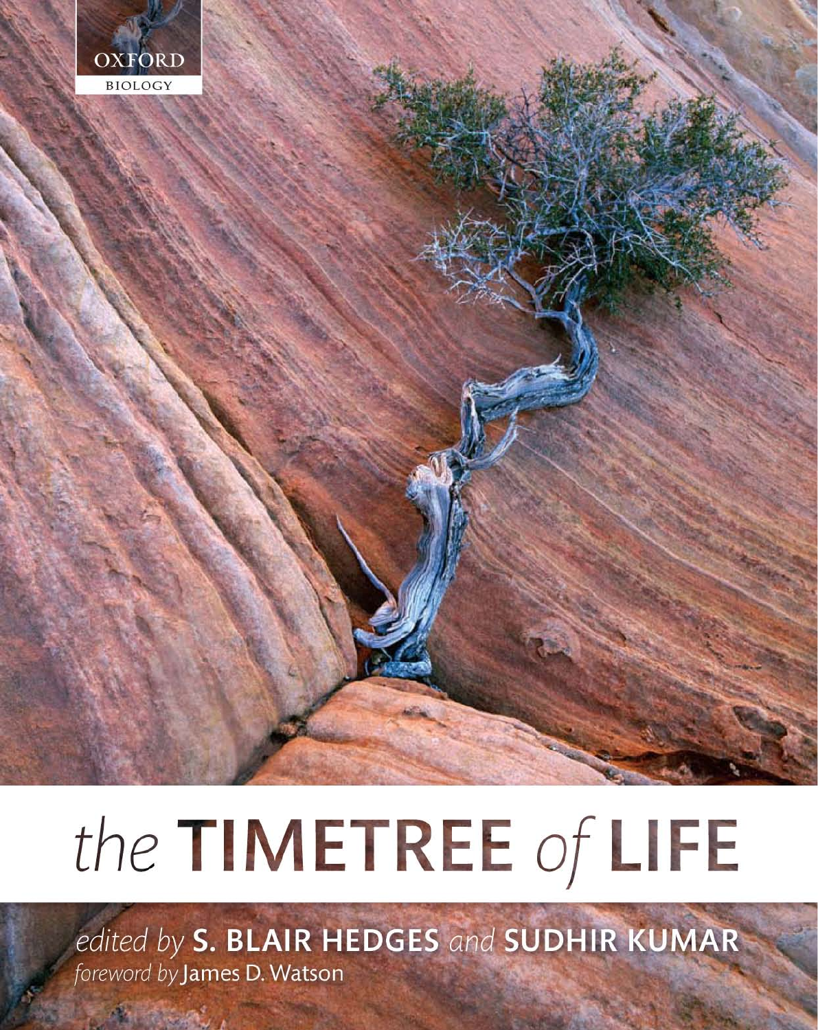OXFORD

BIOLOGY

# *the* TIMETREE *of* LIFE

*edited by* **S. BLAIR HEDGES** *and* **SUDHIR KUMAR**

*foreword by* James D. Watson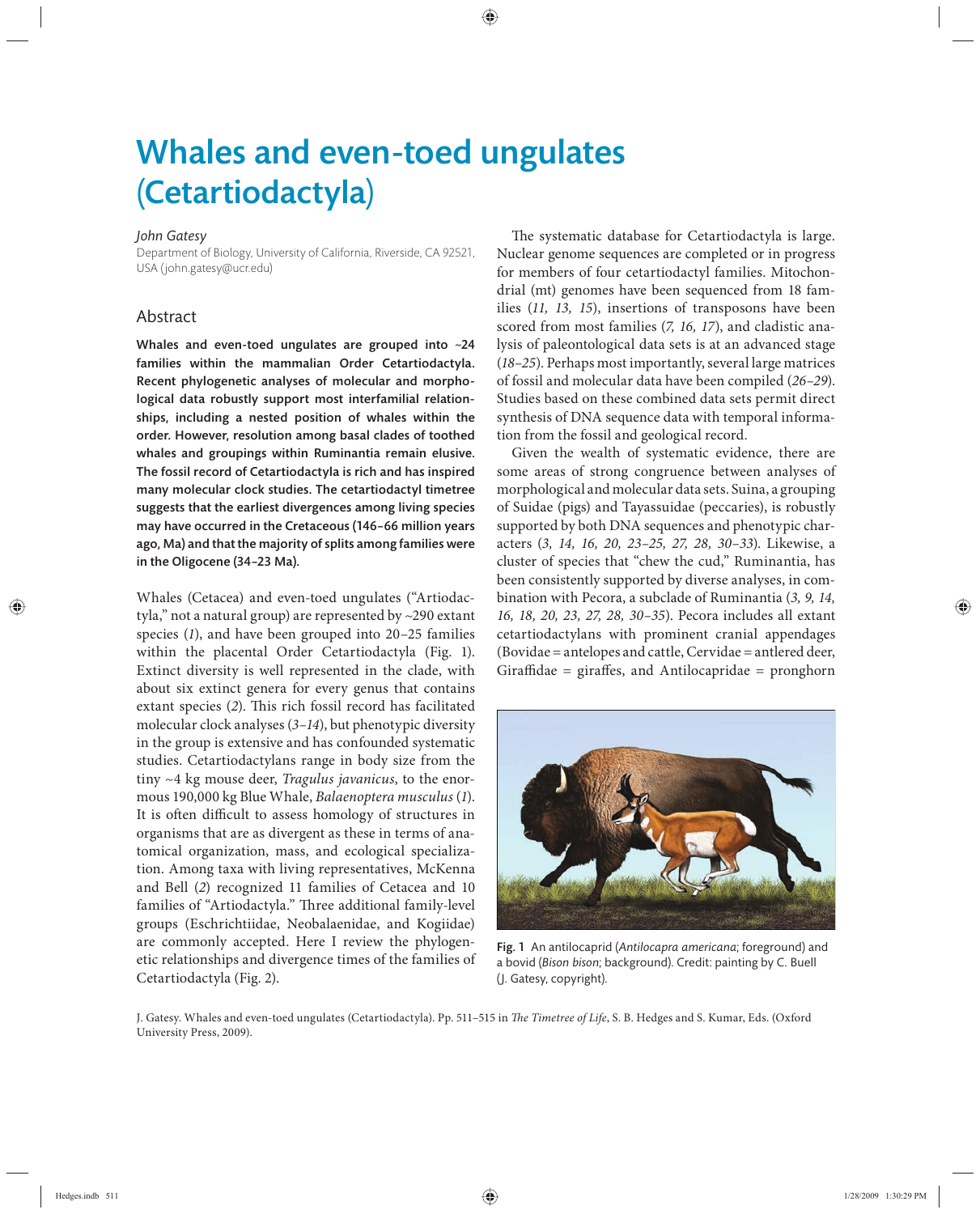# Whales and even-toed ungulates (Cetartiodactyla)

*John Gatesy*

Department of Biology, University of California, Riverside, CA 92521, USA (john.gatesy@ucr.edu)

## Abstract

**Whales and even-toed ungulates are grouped into ~24 families within the mammalian Order Cetartiodactyla. Recent phylogenetic analyses of molecular and morphological data robustly support most interfamilial relationships, including a nested position of whales within the order. However, resolution among basal clades of toothed whales and groupings within Ruminantia remain elusive. The fossil record of Cetartiodactyla is rich and has inspired many molecular clock studies. The cetartiodactyl timetree suggests that the earliest divergences among living species may have occurred in the Cretaceous (146–66 million years ago, Ma) and that the majority of splits among families were in the Oligocene (34–23 Ma).**

Whales (Cetacea) and even-toed ungulates ("Artiodactyla," not a natural group) are represented by ~290 extant species (*1*), and have been grouped into 20–25 families within the placental Order Cetartiodactyla (Fig. 1). Extinct diversity is well represented in the clade, with about six extinct genera for every genus that contains extant species (*2*). This rich fossil record has facilitated molecular clock analyses (*3–14*), but phenotypic diversity in the group is extensive and has confounded systematic studies. Cetartiodactylans range in body size from the tiny ~4 kg mouse deer, *Tragulus javanicus*, to the enormous 190,000 kg Blue Whale, *Balaenoptera musculus* (*1*). It is often difficult to assess homology of structures in organisms that are as divergent as these in terms of anatomical organization, mass, and ecological specialization. Among taxa with living representatives, McKenna and Bell (*2*) recognized 11 families of Cetacea and 10 families of "Artiodactyla." Three additional family-level groups (Eschrichtiidae, Neobalaenidae, and Kogiidae) are commonly accepted. Here I review the phylogenetic relationships and divergence times of the families of Cetartiodactyla (Fig. 2).

The systematic database for Cetartiodactyla is large. Nuclear genome sequences are completed or in progress for members of four cetartiodactyl families. Mitochondrial (mt) genomes have been sequenced from 18 families (*11, 13, 15*), insertions of transposons have been scored from most families (*7, 16, 17*), and cladistic analysis of paleontological data sets is at an advanced stage (*18–25*). Perhaps most importantly, several large matrices of fossil and molecular data have been compiled (*26–29*). Studies based on these combined data sets permit direct synthesis of DNA sequence data with temporal information from the fossil and geological record.

Given the wealth of systematic evidence, there are some areas of strong congruence between analyses of morphological and molecular data sets. Suina, a grouping of Suidae (pigs) and Tayassuidae (peccaries), is robustly supported by both DNA sequences and phenotypic characters (*3, 14, 16, 20, 23–25, 27, 28, 30–33*). Likewise, a cluster of species that "chew the cud," Ruminantia, has been consistently supported by diverse analyses, in combination with Pecora, a subclade of Ruminantia (*3, 9, 14, 16, 18, 20, 23, 27, 28, 30–35*). Pecora includes all extant cetartiodactylans with prominent cranial appendages (Bovidae = antelopes and cattle, Cervidae = antlered deer, Giraffidae = giraffes, and Antilocapridae = pronghorn

Fig. 1 An antilocaprid (*Antilocapra americana*; foreground) and a bovid (*Bison bison*; background). Credit: painting by C. Buell (J. Gatesy, copyright).

J. Gatesy. Whales and even-toed ungulates (Cetartiodactyla). Pp. 511–515 in *The Timetree of Life*, S. B. Hedges and S. Kumar, Eds. (Oxford University Press, 2009).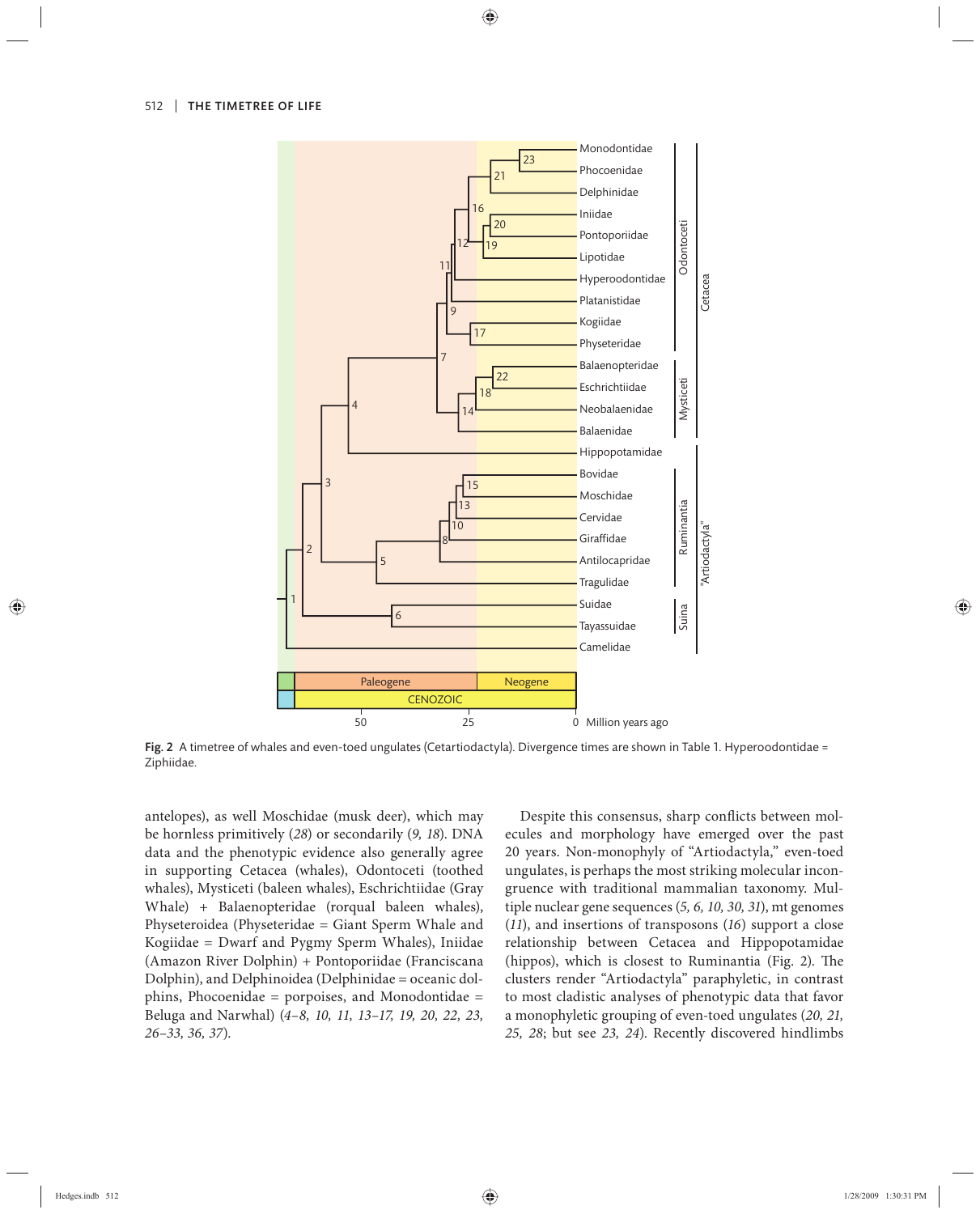Fig. 2 A timetree of whales and even-toed ungulates (Cetartiodactyla). Divergence times are shown in Table 1. Hyperoodontidae = Ziphiidae.

antelopes), as well Moschidae (musk deer), which may be hornless primitively (*28*) or secondarily (*9, 18*). DNA data and the phenotypic evidence also generally agree in supporting Cetacea (whales), Odontoceti (toothed whales), Mysticeti (baleen whales), Eschrichtiidae (Gray Whale) + Balaenopteridae (rorqual baleen whales), Physeteroidea (Physeteridae = Giant Sperm Whale and Kogiidae = Dwarf and Pygmy Sperm Whales), Iniidae (Amazon River Dolphin) + Pontoporiidae (Franciscana Dolphin), and Delphinoidea (Delphinidae = oceanic dolphins, Phocoenidae = porpoises, and Monodontidae = Beluga and Narwhal) (*4–8, 10, 11, 13–17, 19, 20, 22, 23, 26–33, 36, 37*).

Despite this consensus, sharp conflicts between molecules and morphology have emerged over the past 20 years. Non-monophyly of "Artiodactyla," even-toed ungulates, is perhaps the most striking molecular incongruence with traditional mammalian taxonomy. Multiple nuclear gene sequences (*5, 6, 10, 30, 31*), mt genomes (*11*), and insertions of transposons (*16*) support a close relationship between Cetacea and Hippopotamidae (hippos), which is closest to Ruminantia (Fig. 2). The clusters render "Artiodactyla" paraphyletic, in contrast to most cladistic analyses of phenotypic data that favor a monophyletic grouping of even-toed ungulates (*20, 21, 25, 28*; but see *23, 24*). Recently discovered hindlimbs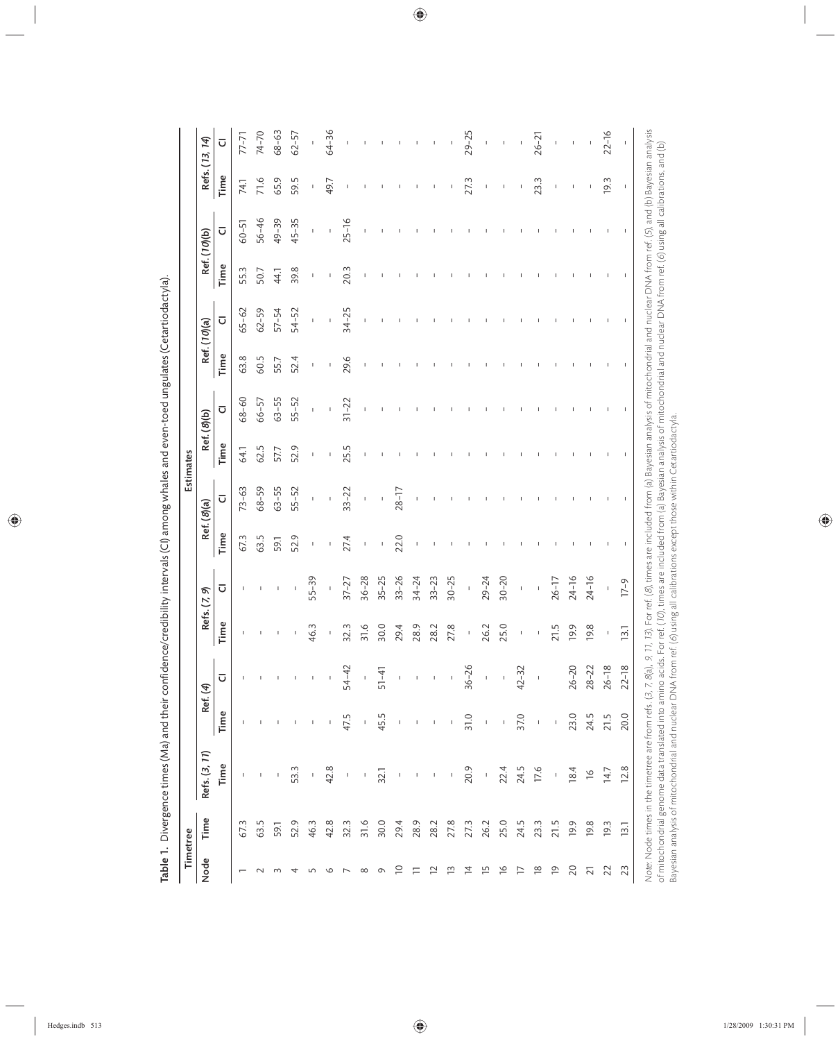**Table 1.** Divergence times (Ma) and their confidence/credibility intervals (CI) among whales and even-toed ungulates (Cetartiodactyla).

| Timetree | | Estimates | | | | | | | | | | | | | | | |
|---|---|---|---|---|---|---|---|---|---|---|---|---|---|---|---|---|---|
| Node | Time | Refs. (*3, 11*) | Ref. (*4*) | | Refs. (*7, 9*) | | Ref. (*8*)(a) | | Ref. (*8*)(b) | | Ref. (*10*)(a) | | Ref. (*10*)(b) | | Refs. (*13, 14*) | |
| | | Time | Time | CI | Time | CI | Time | CI | Time | CI | Time | CI | Time | CI | Time | CI |
| 1 | 67.3 | – | – | – | – | – | 67.3 | 73–63 | 64.1 | 68–60 | 63.8 | 65–62 | 55.3 | 60–51 | 74.1 | 77–71 |
| 2 | 63.5 | – | – | – | – | – | 63.5 | 68–59 | 62.5 | 66–57 | 60.5 | 62–59 | 50.7 | 56–46 | 71.6 | 74–70 |
| 3 | 59.1 | – | – | – | – | – | 59.1 | 63–55 | 57.7 | 63–55 | 55.7 | 57–54 | 44.1 | 49–39 | 65.9 | 68–63 |
| 4 | 52.9 | 53.3 | – | – | – | – | 52.9 | 55–52 | 52.9 | 55–52 | 52.4 | 54–52 | 39.8 | 45–35 | 59.5 | 62–57 |
| 5 | 46.3 | – | – | – | 46.3 | 55–39 | – | – | – | – | – | – | – | – | – | – |
| 6 | 42.8 | 42.8 | – | – | – | – | – | – | – | – | – | – | – | – | 49.7 | 64–36 |
| 7 | 32.3 | – | 47.5 | 54–42 | 32.3 | 37–27 | 27.4 | 33–22 | 25.5 | 31–22 | 29.6 | 34–25 | 20.3 | 25–16 | – | – |
| 8 | 31.6 | – | – | – | 31.6 | 36–28 | – | – | – | – | – | – | – | – | – | – |
| 9 | 30.0 | 32.1 | 45.5 | 51–41 | 30.0 | 35–25 | – | – | – | – | – | – | – | – | – | – |
| 10 | 29.4 | – | – | – | 29.4 | 33–26 | 22.0 | 28–17 | – | – | – | – | – | – | – | – |
| 11 | 28.9 | – | – | – | 28.9 | 34–24 | – | – | – | – | – | – | – | – | – | – |
| 12 | 28.2 | – | – | – | 28.2 | 33–23 | – | – | – | – | – | – | – | – | – | – |
| 13 | 27.8 | – | – | – | 27.8 | 30–25 | – | – | – | – | – | – | – | – | – | – |
| 14 | 27.3 | 20.9 | 31.0 | 36–26 | – | – | – | – | – | – | – | – | – | – | 27.3 | 29–25 |
| 15 | 26.2 | – | – | – | 26.2 | 29–24 | – | – | – | – | – | – | – | – | – | – |
| 16 | 25.0 | 22.4 | – | – | 25.0 | 30–20 | – | – | – | – | – | – | – | – | – | – |
| 17 | 24.5 | 24.5 | 37.0 | 42–32 | – | – | – | – | – | – | – | – | – | – | – | – |
| 18 | 23.3 | 17.6 | – | – | – | – | – | – | – | – | – | – | – | – | 23.3 | 26–21 |
| 19 | 21.5 | – | – | | 21.5 | 26–17 | – | – | – | – | – | – | – | – | – | – |
| 20 | 19.9 | 18.4 | 23.0 | 26–20 | 19.9 | 24–16 | – | – | – | – | – | – | – | – | – | – |
| 21 | 19.8 | 16 | 24.5 | 28–22 | 19.8 | 24–16 | – | – | – | – | – | – | – | – | – | – |
| 22 | 19.3 | 14.7 | 21.5 | 26–18 | – | – | – | – | – | – | – | – | – | – | 19.3 | 22–16 |
| 23 | 13.1 | 12.8 | 20.0 | 22–18 | 13.1 | 17–9 | – | – | – | – | – | – | – | – | – | – |

*Note*: Node times in the timetree are from refs. (*3, 7, 8*(a)*, 9, 11, 13*). For ref. (*8*), times are included from (a) Bayesian analysis of mitochondrial and nuclear DNA from ref. (*5*), and (b) Bayesian analysis of mitochondrial genome data translated into amino acids. For ref. (*10*), times are included from (a) Bayesian analysis of mitochondrial and nuclear DNA from ref. (*6*) using all calibrations, and (b) Bayesian analysis of mitochondrial and nuclear DNA from ref. (*6*) using all calibrations except those within Cetartiodactyla.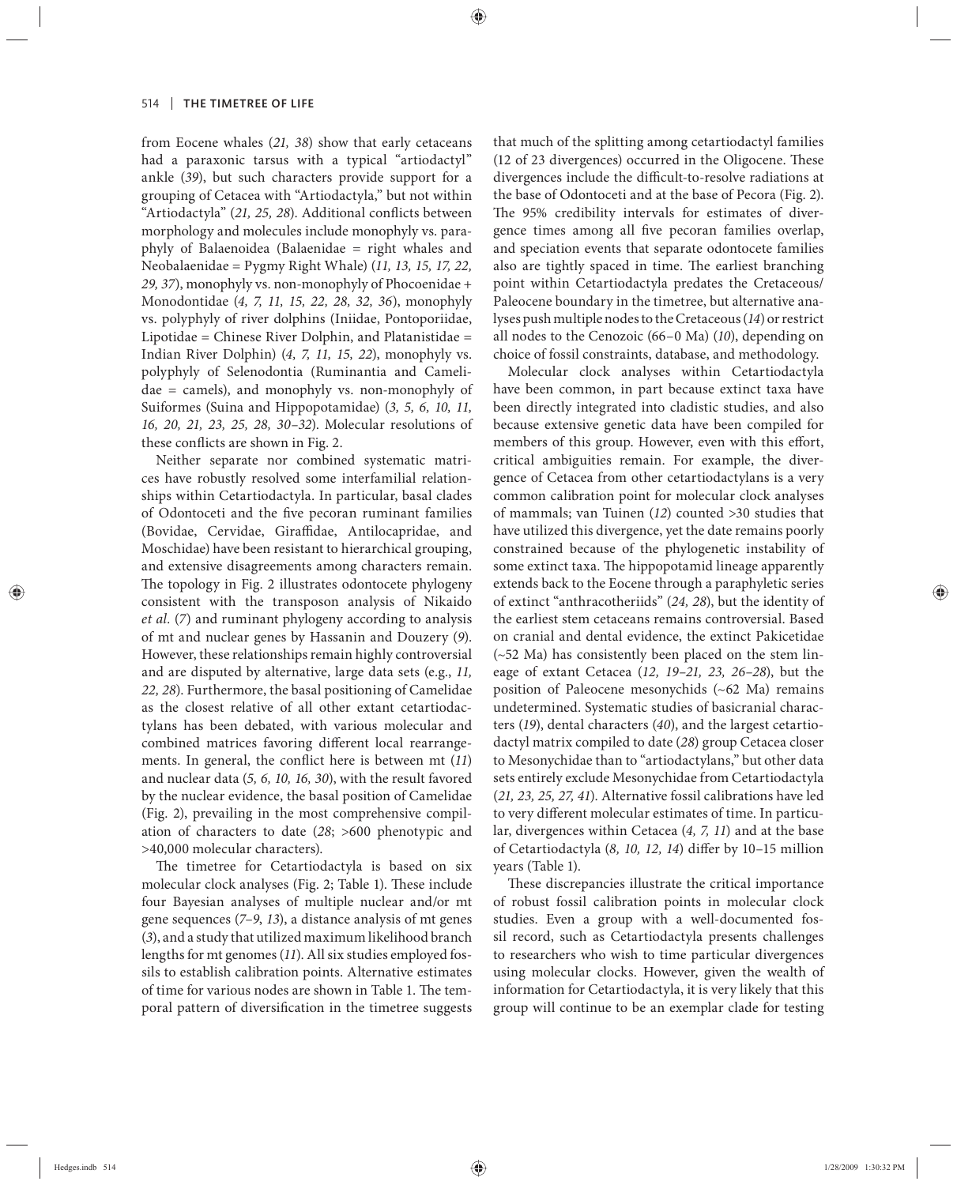from Eocene whales (*21, 38*) show that early cetaceans had a paraxonic tarsus with a typical "artiodactyl" ankle (*39*), but such characters provide support for a grouping of Cetacea with "Artiodactyla," but not within "Artiodactyla" (*21, 25, 28*). Additional conflicts between morphology and molecules include monophyly vs. paraphyly of Balaenoidea (Balaenidae = right whales and Neobalaenidae = Pygmy Right Whale) (*11, 13, 15, 17, 22, 29, 37*), monophyly vs. non-monophyly of Phocoenidae + Monodontidae (*4, 7, 11, 15, 22, 28, 32, 36*), monophyly vs. polyphyly of river dolphins (Iniidae, Pontoporiidae, Lipotidae = Chinese River Dolphin, and Platanistidae = Indian River Dolphin) (*4, 7, 11, 15, 22*), monophyly vs. polyphyly of Selenodontia (Ruminantia and Camelidae = camels), and monophyly vs. non-monophyly of Suiformes (Suina and Hippopotamidae) (*3, 5, 6, 10, 11, 16, 20, 21, 23, 25, 28, 30–32*). Molecular resolutions of these conflicts are shown in Fig. 2.

Neither separate nor combined systematic matrices have robustly resolved some interfamilial relationships within Cetartiodactyla. In particular, basal clades of Odontoceti and the five pecoran ruminant families (Bovidae, Cervidae, Giraffidae, Antilocapridae, and Moschidae) have been resistant to hierarchical grouping, and extensive disagreements among characters remain. The topology in Fig. 2 illustrates odontocete phylogeny consistent with the transposon analysis of Nikaido *et al.* (*7*) and ruminant phylogeny according to analysis of mt and nuclear genes by Hassanin and Douzery (*9*). However, these relationships remain highly controversial and are disputed by alternative, large data sets (e.g., *11, 22, 28*). Furthermore, the basal positioning of Camelidae as the closest relative of all other extant cetartiodactylans has been debated, with various molecular and combined matrices favoring different local rearrangements. In general, the conflict here is between mt (*11*) and nuclear data (*5, 6, 10, 16, 30*), with the result favored by the nuclear evidence, the basal position of Camelidae (Fig. 2), prevailing in the most comprehensive compilation of characters to date (*28*; >600 phenotypic and >40,000 molecular characters).

The timetree for Cetartiodactyla is based on six molecular clock analyses (Fig. 2; Table 1). These include four Bayesian analyses of multiple nuclear and/or mt gene sequences (*7–9, 13*), a distance analysis of mt genes (*3*), and a study that utilized maximum likelihood branch lengths for mt genomes (*11*). All six studies employed fossils to establish calibration points. Alternative estimates of time for various nodes are shown in Table 1. The temporal pattern of diversification in the timetree suggests that much of the splitting among cetartiodactyl families (12 of 23 divergences) occurred in the Oligocene. These divergences include the difficult-to-resolve radiations at the base of Odontoceti and at the base of Pecora (Fig. 2). The 95% credibility intervals for estimates of divergence times among all five pecoran families overlap, and speciation events that separate odontocete families also are tightly spaced in time. The earliest branching point within Cetartiodactyla predates the Cretaceous/Paleocene boundary in the timetree, but alternative analyses push multiple nodes to the Cretaceous (*14*) or restrict all nodes to the Cenozoic (66–0 Ma) (*10*), depending on choice of fossil constraints, database, and methodology.

Molecular clock analyses within Cetartiodactyla have been common, in part because extinct taxa have been directly integrated into cladistic studies, and also because extensive genetic data have been compiled for members of this group. However, even with this effort, critical ambiguities remain. For example, the divergence of Cetacea from other cetartiodactylans is a very common calibration point for molecular clock analyses of mammals; van Tuinen (*12*) counted >30 studies that have utilized this divergence, yet the date remains poorly constrained because of the phylogenetic instability of some extinct taxa. The hippopotamid lineage apparently extends back to the Eocene through a paraphyletic series of extinct "anthracotheriids" (*24, 28*), but the identity of the earliest stem cetaceans remains controversial. Based on cranial and dental evidence, the extinct Pakicetidae (~52 Ma) has consistently been placed on the stem lineage of extant Cetacea (*12, 19–21, 23, 26–28*), but the position of Paleocene mesonychids (~62 Ma) remains undetermined. Systematic studies of basicranial characters (*19*), dental characters (*40*), and the largest cetartiodactyl matrix compiled to date (*28*) group Cetacea closer to Mesonychidae than to "artiodactylans," but other data sets entirely exclude Mesonychidae from Cetartiodactyla (*21, 23, 25, 27, 41*). Alternative fossil calibrations have led to very different molecular estimates of time. In particular, divergences within Cetacea (*4, 7, 11*) and at the base of Cetartiodactyla (*8, 10, 12, 14*) differ by 10–15 million years (Table 1).

These discrepancies illustrate the critical importance of robust fossil calibration points in molecular clock studies. Even a group with a well-documented fossil record, such as Cetartiodactyla presents challenges to researchers who wish to time particular divergences using molecular clocks. However, given the wealth of information for Cetartiodactyla, it is very likely that this group will continue to be an exemplar clade for testing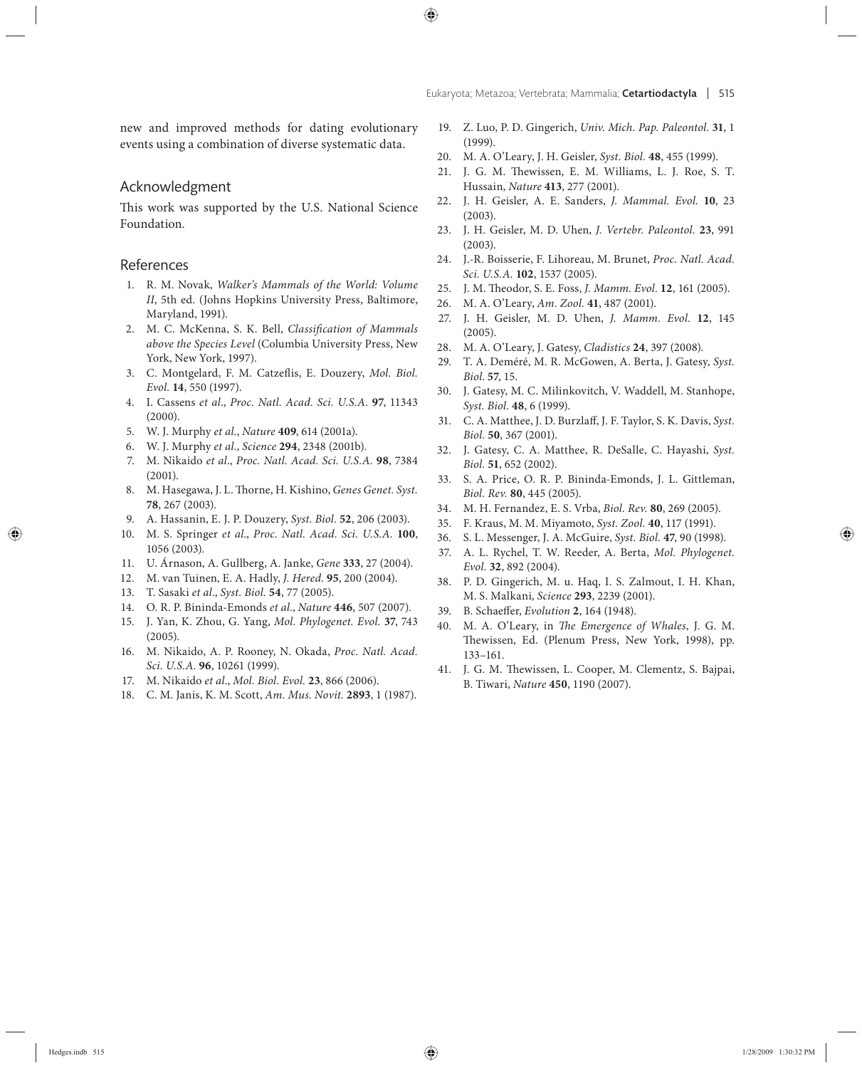new and improved methods for dating evolutionary events using a combination of diverse systematic data.

## Acknowledgment

This work was supported by the U.S. National Science Foundation.

## References

1. R. M. Novak, *Walker's Mammals of the World: Volume II*, 5th ed. (Johns Hopkins University Press, Baltimore, Maryland, 1991).
2. M. C. McKenna, S. K. Bell, *Classification of Mammals above the Species Level* (Columbia University Press, New York, New York, 1997).
3. C. Montgelard, F. M. Catzeflis, E. Douzery, *Mol. Biol. Evol.* **14**, 550 (1997).
4. I. Cassens *et al*., *Proc. Natl. Acad. Sci. U.S.A.* **97**, 11343 (2000).
5. W. J. Murphy *et al*., *Nature* **409**, 614 (2001a).
6. W. J. Murphy *et al*., *Science* **294**, 2348 (2001b).
7. M. Nikaido *et al*., *Proc. Natl. Acad. Sci. U.S.A.* **98**, 7384 (2001).
8. M. Hasegawa, J. L. Thorne, H. Kishino, *Genes Genet. Syst.* **78**, 267 (2003).
9. A. Hassanin, E. J. P. Douzery, *Syst. Biol.* **52**, 206 (2003).
10. M. S. Springer *et al*., *Proc. Natl. Acad. Sci. U.S.A.* **100**, 1056 (2003).
11. U. Árnason, A. Gullberg, A. Janke, *Gene* **333**, 27 (2004).
12. M. van Tuinen, E. A. Hadly, *J. Hered.* **95**, 200 (2004).
13. T. Sasaki *et al*., *Syst. Biol.* **54**, 77 (2005).
14. O. R. P. Bininda-Emonds *et al*., *Nature* **446**, 507 (2007).
15. J. Yan, K. Zhou, G. Yang, *Mol. Phylogenet. Evol.* **37**, 743 (2005).
16. M. Nikaido, A. P. Rooney, N. Okada, *Proc. Natl. Acad. Sci. U.S.A.* **96**, 10261 (1999).
17. M. Nikaido *et al*., *Mol. Biol. Evol.* **23**, 866 (2006).
18. C. M. Janis, K. M. Scott, *Am. Mus. Novit.* **2893**, 1 (1987).
19. Z. Luo, P. D. Gingerich, *Univ. Mich. Pap. Paleontol.* **31**, 1 (1999).
20. M. A. O'Leary, J. H. Geisler, *Syst. Biol.* **48**, 455 (1999).
21. J. G. M. Thewissen, E. M. Williams, L. J. Roe, S. T. Hussain, *Nature* **413**, 277 (2001).
22. J. H. Geisler, A. E. Sanders, *J. Mammal. Evol.* **10**, 23 (2003).
23. J. H. Geisler, M. D. Uhen, *J. Vertebr. Paleontol.* **23**, 991 (2003).
24. J.-R. Boisserie, F. Lihoreau, M. Brunet, *Proc. Natl. Acad. Sci. U.S.A.* **102**, 1537 (2005).
25. J. M. Theodor, S. E. Foss, *J. Mamm. Evol.* **12**, 161 (2005).
26. M. A. O'Leary, *Am. Zool.* **41**, 487 (2001).
27. J. H. Geisler, M. D. Uhen, *J. Mamm. Evol.* **12**, 145 (2005).
28. M. A. O'Leary, J. Gatesy, *Cladistics* **24**, 397 (2008).
29. T. A. Deméré, M. R. McGowen, A. Berta, J. Gatesy, *Syst. Biol.* **57**, 15.
30. J. Gatesy, M. C. Milinkovitch, V. Waddell, M. Stanhope, *Syst. Biol.* **48**, 6 (1999).
31. C. A. Matthee, J. D. Burzlaff, J. F. Taylor, S. K. Davis, *Syst. Biol.* **50**, 367 (2001).
32. J. Gatesy, C. A. Matthee, R. DeSalle, C. Hayashi, *Syst. Biol.* **51**, 652 (2002).
33. S. A. Price, O. R. P. Bininda-Emonds, J. L. Gittleman, *Biol. Rev.* **80**, 445 (2005).
34. M. H. Fernandez, E. S. Vrba, *Biol. Rev.* **80**, 269 (2005).
35. F. Kraus, M. M. Miyamoto, *Syst. Zool.* **40**, 117 (1991).
36. S. L. Messenger, J. A. McGuire, *Syst. Biol.* **47**, 90 (1998).
37. A. L. Rychel, T. W. Reeder, A. Berta, *Mol. Phylogenet. Evol.* **32**, 892 (2004).
38. P. D. Gingerich, M. u. Haq, I. S. Zalmout, I. H. Khan, M. S. Malkani, *Science* **293**, 2239 (2001).
39. B. Schaeffer, *Evolution* **2**, 164 (1948).
40. M. A. O'Leary, in *The Emergence of Whales*, J. G. M. Thewissen, Ed. (Plenum Press, New York, 1998), pp. 133–161.
41. J. G. M. Thewissen, L. Cooper, M. Clementz, S. Bajpai, B. Tiwari, *Nature* **450**, 1190 (2007).